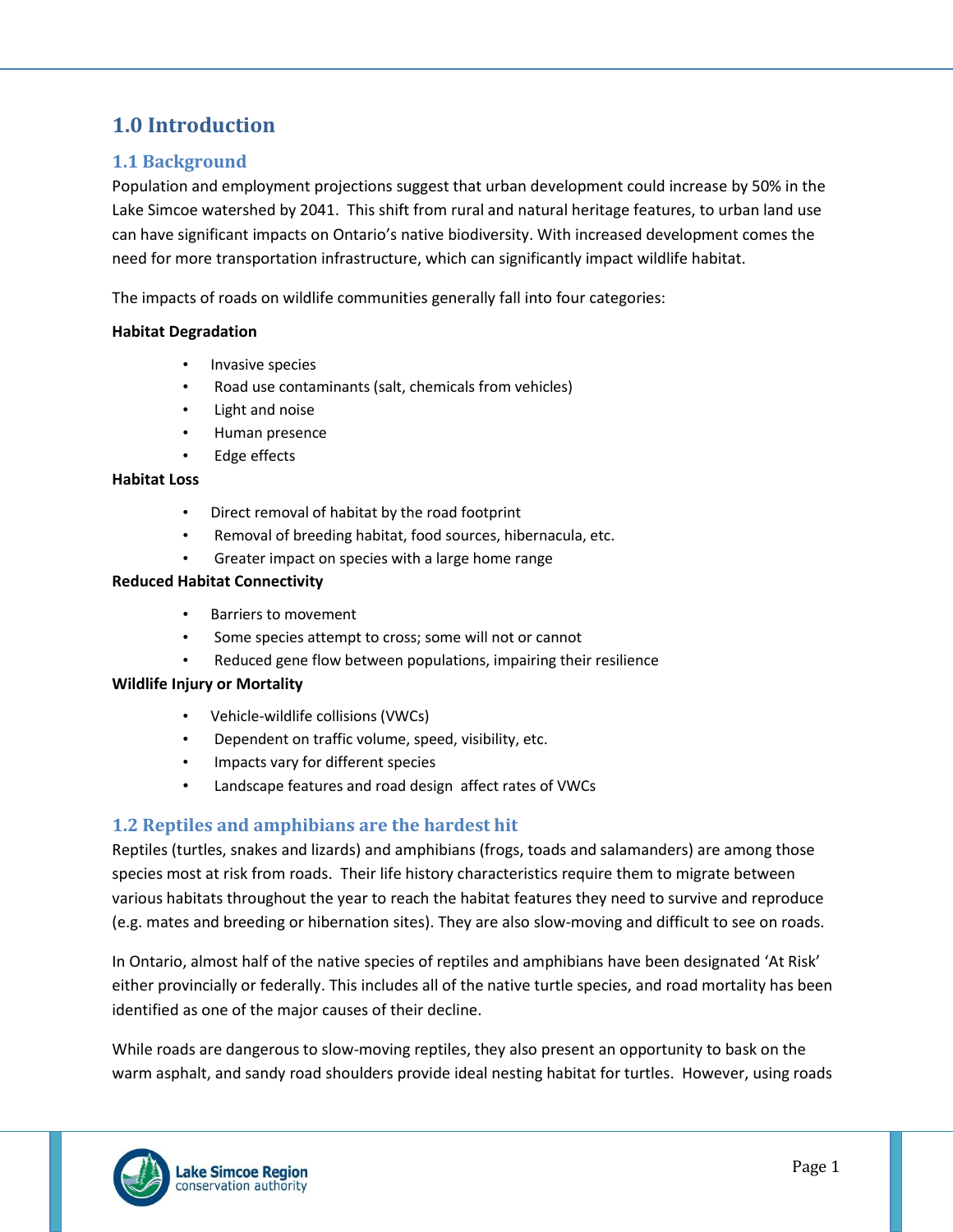# 1.0 Introduction

## 1.1 Background

Population and employment projections suggest that urban development could increase by 50% in the Lake Simcoe watershed by 2041. This shift from rural and natural heritage features, to urban land use can have significant impacts on Ontario's native biodiversity. With increased development comes the need for more transportation infrastructure, which can significantly impact wildlife habitat.

The impacts of roads on wildlife communities generally fall into four categories:

**Habitat Degradation**

- Invasive species
- Road use contaminants (salt, chemicals from vehicles)
- Light and noise
- Human presence
- Edge effects

**Habitat Loss**

- Direct removal of habitat by the road footprint
- Removal of breeding habitat, food sources, hibernacula, etc.
- Greater impact on species with a large home range

**Reduced Habitat Connectivity**

- Barriers to movement
- Some species attempt to cross; some will not or cannot
- Reduced gene flow between populations, impairing their resilience

**Wildlife Injury or Mortality**

- Vehicle-wildlife collisions (VWCs)
- Dependent on traffic volume, speed, visibility, etc.
- Impacts vary for different species
- Landscape features and road design affect rates of VWCs

## 1.2 Reptiles and amphibians are the hardest hit

Reptiles (turtles, snakes and lizards) and amphibians (frogs, toads and salamanders) are among those species most at risk from roads. Their life history characteristics require them to migrate between various habitats throughout the year to reach the habitat features they need to survive and reproduce (e.g. mates and breeding or hibernation sites). They are also slow-moving and difficult to see on roads.

In Ontario, almost half of the native species of reptiles and amphibians have been designated 'At Risk' either provincially or federally. This includes all of the native turtle species, and road mortality has been identified as one of the major causes of their decline.

While roads are dangerous to slow-moving reptiles, they also present an opportunity to bask on the warm asphalt, and sandy road shoulders provide ideal nesting habitat for turtles. However, using roads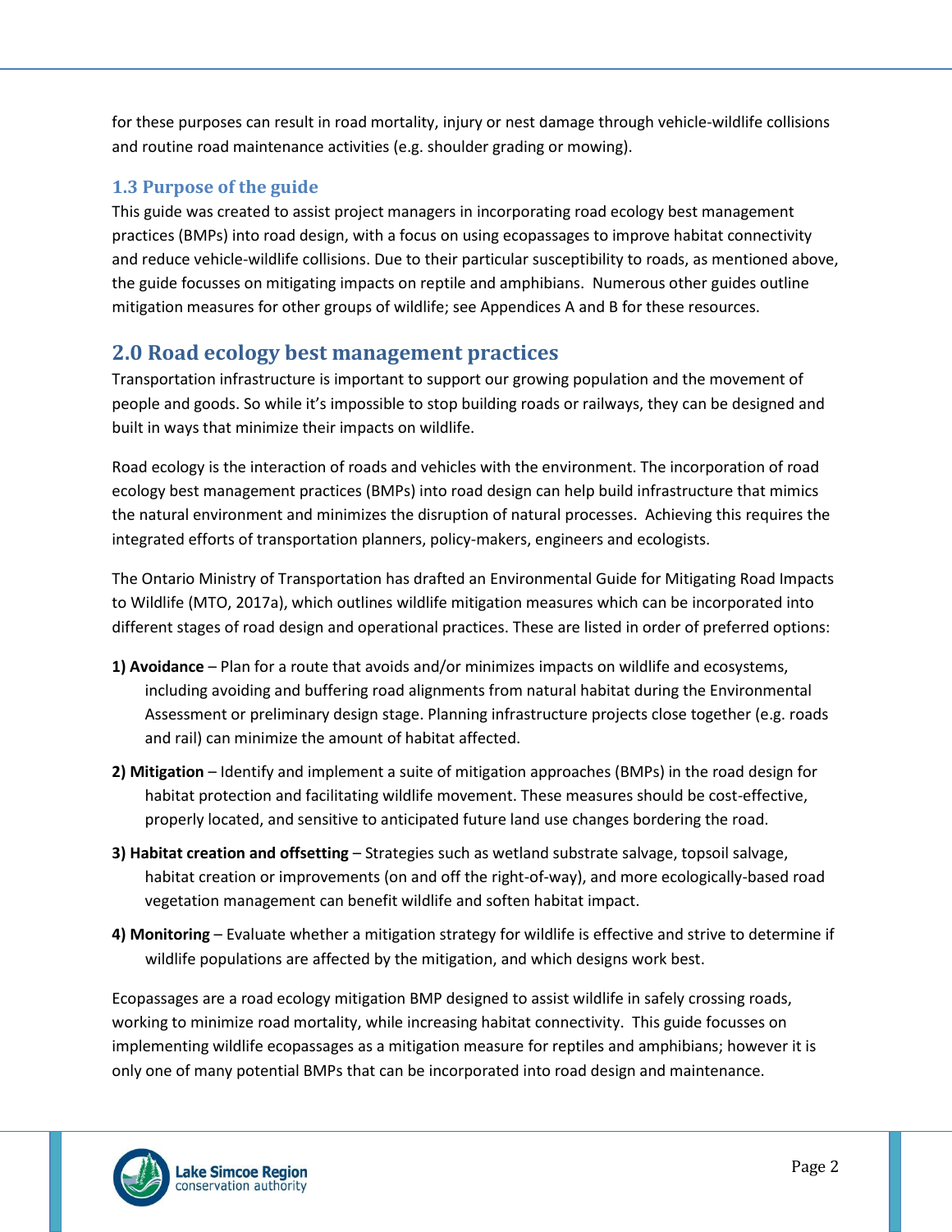for these purposes can result in road mortality, injury or nest damage through vehicle-wildlife collisions and routine road maintenance activities (e.g. shoulder grading or mowing).

### 1.3 Purpose of the guide

This guide was created to assist project managers in incorporating road ecology best management practices (BMPs) into road design, with a focus on using ecopassages to improve habitat connectivity and reduce vehicle-wildlife collisions. Due to their particular susceptibility to roads, as mentioned above, the guide focusses on mitigating impacts on reptile and amphibians. Numerous other guides outline mitigation measures for other groups of wildlife; see Appendices A and B for these resources.

## 2.0 Road ecology best management practices

Transportation infrastructure is important to support our growing population and the movement of people and goods. So while it's impossible to stop building roads or railways, they can be designed and built in ways that minimize their impacts on wildlife.

Road ecology is the interaction of roads and vehicles with the environment. The incorporation of road ecology best management practices (BMPs) into road design can help build infrastructure that mimics the natural environment and minimizes the disruption of natural processes. Achieving this requires the integrated efforts of transportation planners, policy-makers, engineers and ecologists.

The Ontario Ministry of Transportation has drafted an Environmental Guide for Mitigating Road Impacts to Wildlife (MTO, 2017a), which outlines wildlife mitigation measures which can be incorporated into different stages of road design and operational practices. These are listed in order of preferred options:

**1) Avoidance** – Plan for a route that avoids and/or minimizes impacts on wildlife and ecosystems, including avoiding and buffering road alignments from natural habitat during the Environmental Assessment or preliminary design stage. Planning infrastructure projects close together (e.g. roads and rail) can minimize the amount of habitat affected.

**2) Mitigation** – Identify and implement a suite of mitigation approaches (BMPs) in the road design for habitat protection and facilitating wildlife movement. These measures should be cost-effective, properly located, and sensitive to anticipated future land use changes bordering the road.

**3) Habitat creation and offsetting** – Strategies such as wetland substrate salvage, topsoil salvage, habitat creation or improvements (on and off the right-of-way), and more ecologically-based road vegetation management can benefit wildlife and soften habitat impact.

**4) Monitoring** – Evaluate whether a mitigation strategy for wildlife is effective and strive to determine if wildlife populations are affected by the mitigation, and which designs work best.

Ecopassages are a road ecology mitigation BMP designed to assist wildlife in safely crossing roads, working to minimize road mortality, while increasing habitat connectivity. This guide focusses on implementing wildlife ecopassages as a mitigation measure for reptiles and amphibians; however it is only one of many potential BMPs that can be incorporated into road design and maintenance.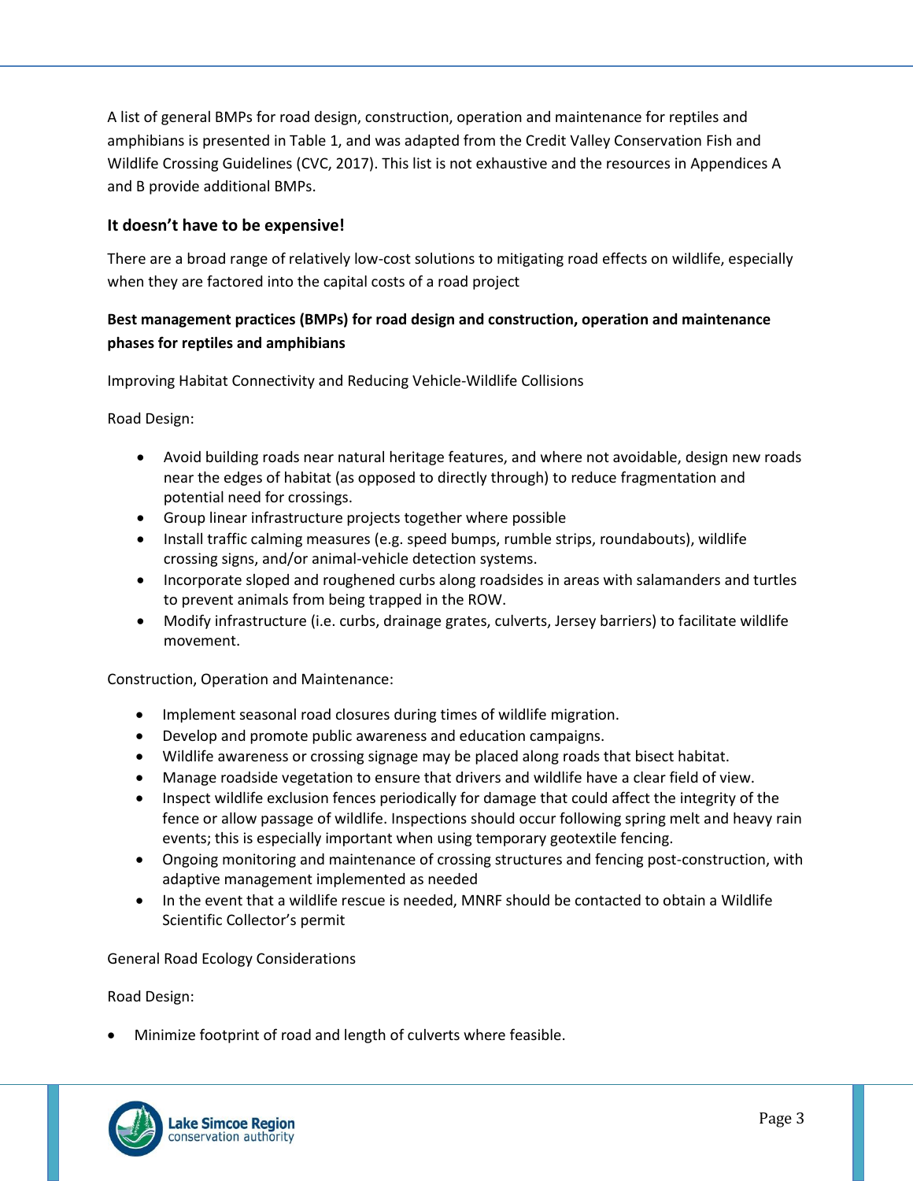A list of general BMPs for road design, construction, operation and maintenance for reptiles and amphibians is presented in Table 1, and was adapted from the Credit Valley Conservation Fish and Wildlife Crossing Guidelines (CVC, 2017). This list is not exhaustive and the resources in Appendices A and B provide additional BMPs.

### It doesn't have to be expensive!

There are a broad range of relatively low-cost solutions to mitigating road effects on wildlife, especially when they are factored into the capital costs of a road project

**Best management practices (BMPs) for road design and construction, operation and maintenance phases for reptiles and amphibians**

Improving Habitat Connectivity and Reducing Vehicle-Wildlife Collisions

Road Design:

- Avoid building roads near natural heritage features, and where not avoidable, design new roads near the edges of habitat (as opposed to directly through) to reduce fragmentation and potential need for crossings.
- Group linear infrastructure projects together where possible
- Install traffic calming measures (e.g. speed bumps, rumble strips, roundabouts), wildlife crossing signs, and/or animal-vehicle detection systems.
- Incorporate sloped and roughened curbs along roadsides in areas with salamanders and turtles to prevent animals from being trapped in the ROW.
- Modify infrastructure (i.e. curbs, drainage grates, culverts, Jersey barriers) to facilitate wildlife movement.

Construction, Operation and Maintenance:

- Implement seasonal road closures during times of wildlife migration.
- Develop and promote public awareness and education campaigns.
- Wildlife awareness or crossing signage may be placed along roads that bisect habitat.
- Manage roadside vegetation to ensure that drivers and wildlife have a clear field of view.
- Inspect wildlife exclusion fences periodically for damage that could affect the integrity of the fence or allow passage of wildlife. Inspections should occur following spring melt and heavy rain events; this is especially important when using temporary geotextile fencing.
- Ongoing monitoring and maintenance of crossing structures and fencing post-construction, with adaptive management implemented as needed
- In the event that a wildlife rescue is needed, MNRF should be contacted to obtain a Wildlife Scientific Collector's permit

General Road Ecology Considerations

Road Design:

- Minimize footprint of road and length of culverts where feasible.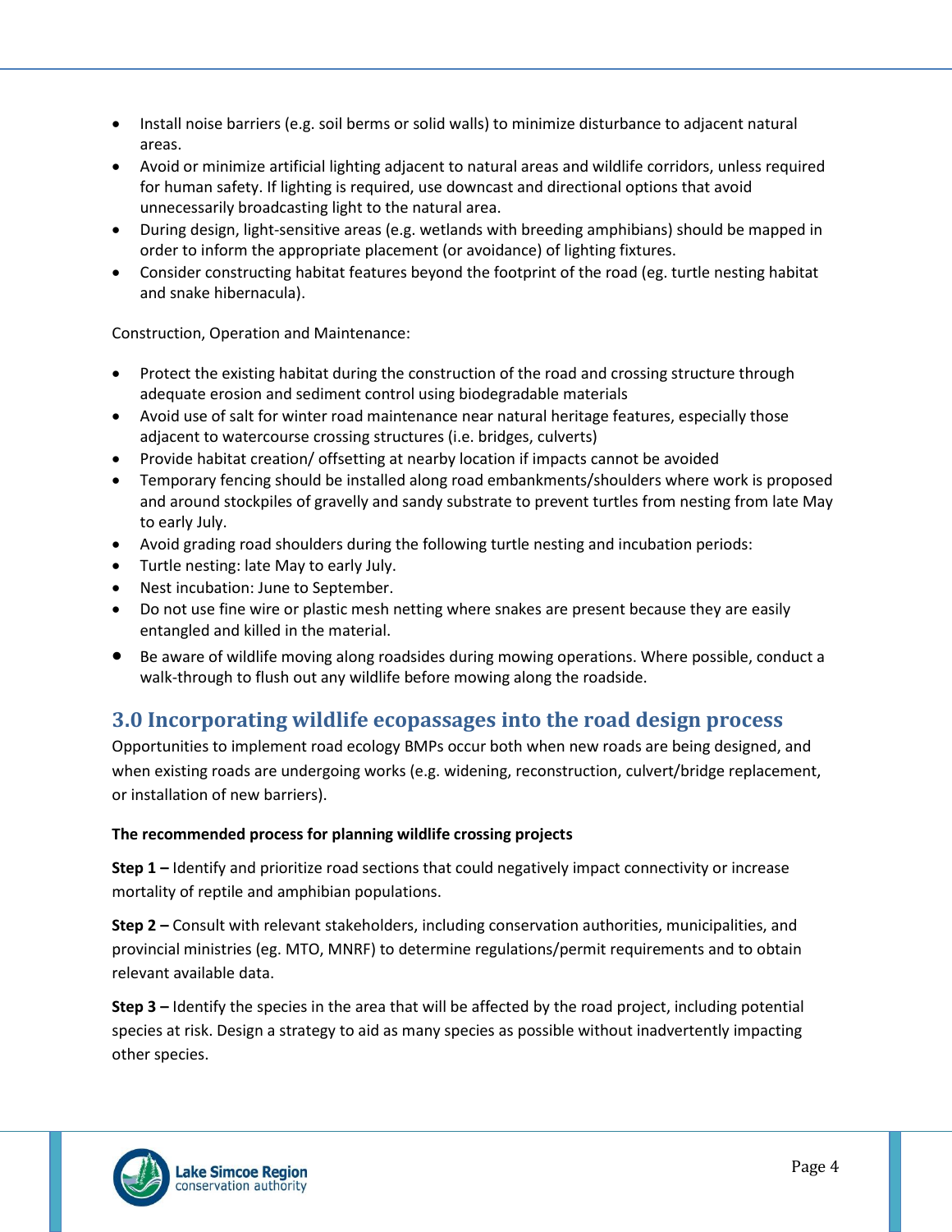- Install noise barriers (e.g. soil berms or solid walls) to minimize disturbance to adjacent natural areas.
- Avoid or minimize artificial lighting adjacent to natural areas and wildlife corridors, unless required for human safety. If lighting is required, use downcast and directional options that avoid unnecessarily broadcasting light to the natural area.
- During design, light-sensitive areas (e.g. wetlands with breeding amphibians) should be mapped in order to inform the appropriate placement (or avoidance) of lighting fixtures.
- Consider constructing habitat features beyond the footprint of the road (eg. turtle nesting habitat and snake hibernacula).

Construction, Operation and Maintenance:

- Protect the existing habitat during the construction of the road and crossing structure through adequate erosion and sediment control using biodegradable materials
- Avoid use of salt for winter road maintenance near natural heritage features, especially those adjacent to watercourse crossing structures (i.e. bridges, culverts)
- Provide habitat creation/ offsetting at nearby location if impacts cannot be avoided
- Temporary fencing should be installed along road embankments/shoulders where work is proposed and around stockpiles of gravelly and sandy substrate to prevent turtles from nesting from late May to early July.
- Avoid grading road shoulders during the following turtle nesting and incubation periods:
- Turtle nesting: late May to early July.
- Nest incubation: June to September.
- Do not use fine wire or plastic mesh netting where snakes are present because they are easily entangled and killed in the material.
- Be aware of wildlife moving along roadsides during mowing operations. Where possible, conduct a walk-through to flush out any wildlife before mowing along the roadside.

## 3.0 Incorporating wildlife ecopassages into the road design process

Opportunities to implement road ecology BMPs occur both when new roads are being designed, and when existing roads are undergoing works (e.g. widening, reconstruction, culvert/bridge replacement, or installation of new barriers).

**The recommended process for planning wildlife crossing projects**

**Step 1 –** Identify and prioritize road sections that could negatively impact connectivity or increase mortality of reptile and amphibian populations.

**Step 2 –** Consult with relevant stakeholders, including conservation authorities, municipalities, and provincial ministries (eg. MTO, MNRF) to determine regulations/permit requirements and to obtain relevant available data.

**Step 3 –** Identify the species in the area that will be affected by the road project, including potential species at risk. Design a strategy to aid as many species as possible without inadvertently impacting other species.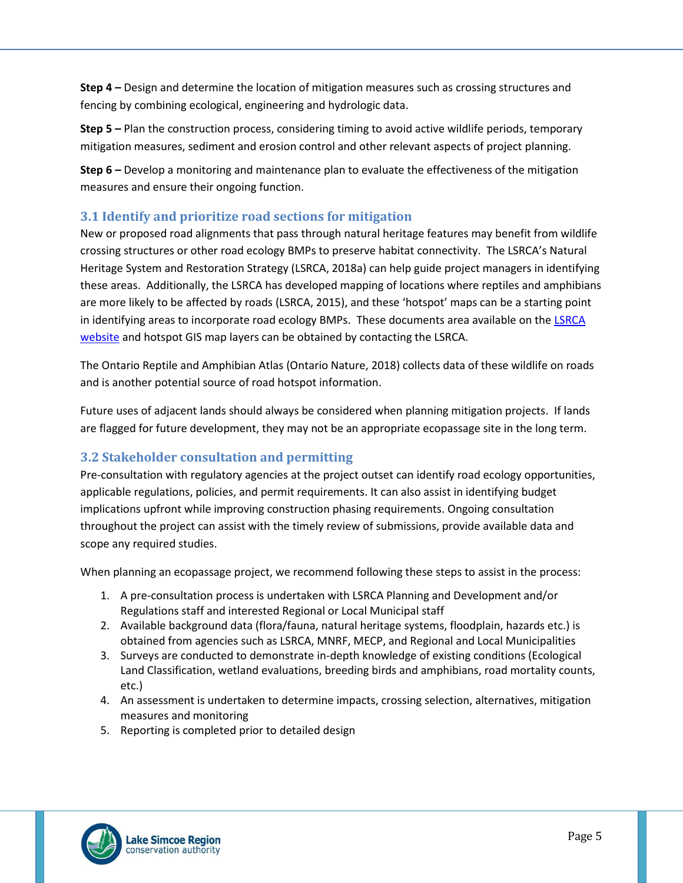**Step 4 –** Design and determine the location of mitigation measures such as crossing structures and fencing by combining ecological, engineering and hydrologic data.

**Step 5 –** Plan the construction process, considering timing to avoid active wildlife periods, temporary mitigation measures, sediment and erosion control and other relevant aspects of project planning.

**Step 6 –** Develop a monitoring and maintenance plan to evaluate the effectiveness of the mitigation measures and ensure their ongoing function.

## 3.1 Identify and prioritize road sections for mitigation

New or proposed road alignments that pass through natural heritage features may benefit from wildlife crossing structures or other road ecology BMPs to preserve habitat connectivity. The LSRCA's Natural Heritage System and Restoration Strategy (LSRCA, 2018a) can help guide project managers in identifying these areas. Additionally, the LSRCA has developed mapping of locations where reptiles and amphibians are more likely to be affected by roads (LSRCA, 2015), and these 'hotspot' maps can be a starting point in identifying areas to incorporate road ecology BMPs. These documents area available on the LSRCA website and hotspot GIS map layers can be obtained by contacting the LSRCA.

The Ontario Reptile and Amphibian Atlas (Ontario Nature, 2018) collects data of these wildlife on roads and is another potential source of road hotspot information.

Future uses of adjacent lands should always be considered when planning mitigation projects. If lands are flagged for future development, they may not be an appropriate ecopassage site in the long term.

## 3.2 Stakeholder consultation and permitting

Pre-consultation with regulatory agencies at the project outset can identify road ecology opportunities, applicable regulations, policies, and permit requirements. It can also assist in identifying budget implications upfront while improving construction phasing requirements. Ongoing consultation throughout the project can assist with the timely review of submissions, provide available data and scope any required studies.

When planning an ecopassage project, we recommend following these steps to assist in the process:

1. A pre-consultation process is undertaken with LSRCA Planning and Development and/or Regulations staff and interested Regional or Local Municipal staff
2. Available background data (flora/fauna, natural heritage systems, floodplain, hazards etc.) is obtained from agencies such as LSRCA, MNRF, MECP, and Regional and Local Municipalities
3. Surveys are conducted to demonstrate in-depth knowledge of existing conditions (Ecological Land Classification, wetland evaluations, breeding birds and amphibians, road mortality counts, etc.)
4. An assessment is undertaken to determine impacts, crossing selection, alternatives, mitigation measures and monitoring
5. Reporting is completed prior to detailed design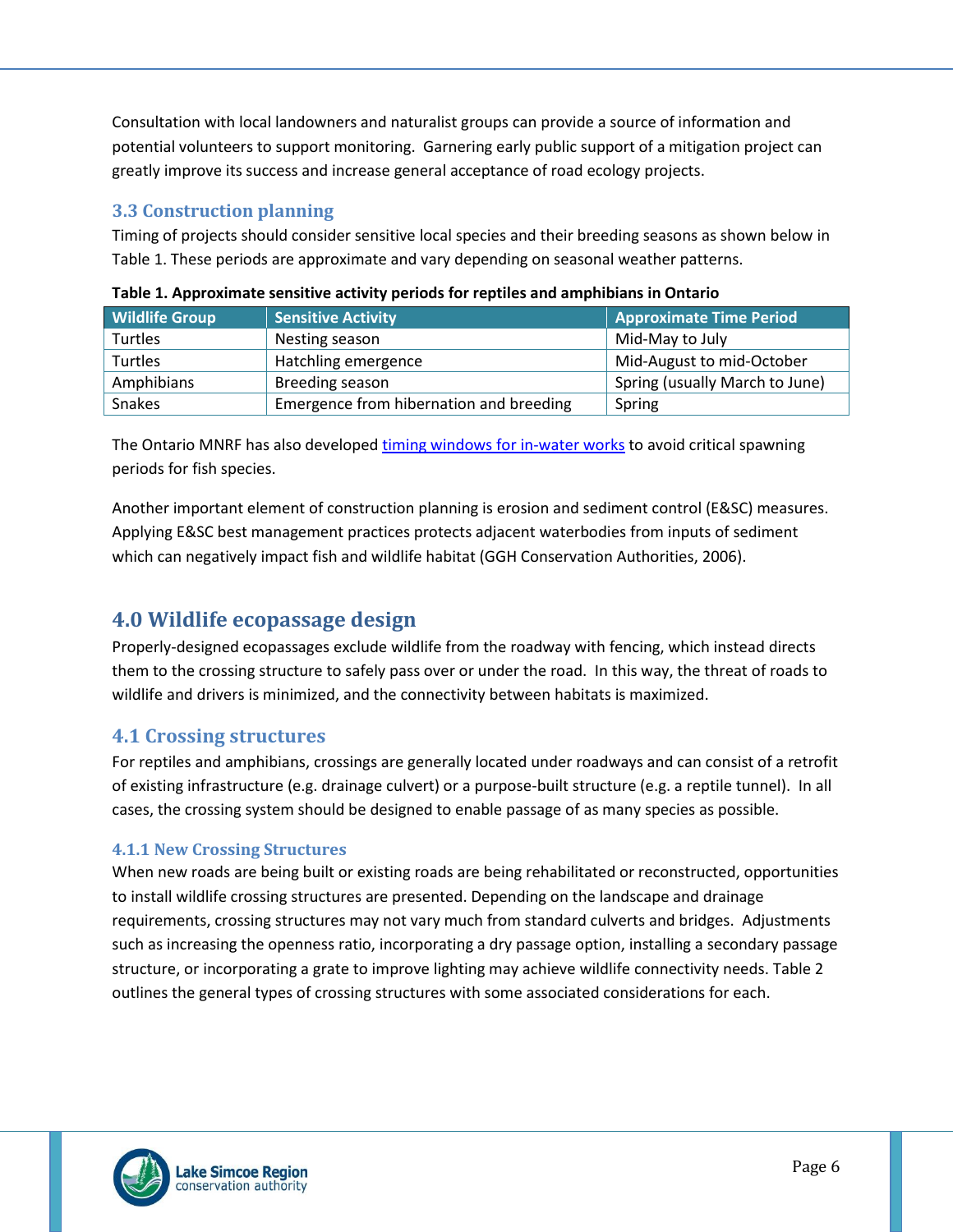Consultation with local landowners and naturalist groups can provide a source of information and potential volunteers to support monitoring. Garnering early public support of a mitigation project can greatly improve its success and increase general acceptance of road ecology projects.

### 3.3 Construction planning

Timing of projects should consider sensitive local species and their breeding seasons as shown below in Table 1. These periods are approximate and vary depending on seasonal weather patterns.

**Table 1. Approximate sensitive activity periods for reptiles and amphibians in Ontario**

| Wildlife Group | Sensitive Activity | Approximate Time Period |
|---|---|---|
| Turtles | Nesting season | Mid-May to July |
| Turtles | Hatchling emergence | Mid-August to mid-October |
| Amphibians | Breeding season | Spring (usually March to June) |
| Snakes | Emergence from hibernation and breeding | Spring |

The Ontario MNRF has also developed timing windows for in-water works to avoid critical spawning periods for fish species.

Another important element of construction planning is erosion and sediment control (E&SC) measures. Applying E&SC best management practices protects adjacent waterbodies from inputs of sediment which can negatively impact fish and wildlife habitat (GGH Conservation Authorities, 2006).

## 4.0 Wildlife ecopassage design

Properly-designed ecopassages exclude wildlife from the roadway with fencing, which instead directs them to the crossing structure to safely pass over or under the road. In this way, the threat of roads to wildlife and drivers is minimized, and the connectivity between habitats is maximized.

### 4.1 Crossing structures

For reptiles and amphibians, crossings are generally located under roadways and can consist of a retrofit of existing infrastructure (e.g. drainage culvert) or a purpose-built structure (e.g. a reptile tunnel). In all cases, the crossing system should be designed to enable passage of as many species as possible.

#### 4.1.1 New Crossing Structures

When new roads are being built or existing roads are being rehabilitated or reconstructed, opportunities to install wildlife crossing structures are presented. Depending on the landscape and drainage requirements, crossing structures may not vary much from standard culverts and bridges. Adjustments such as increasing the openness ratio, incorporating a dry passage option, installing a secondary passage structure, or incorporating a grate to improve lighting may achieve wildlife connectivity needs. Table 2 outlines the general types of crossing structures with some associated considerations for each.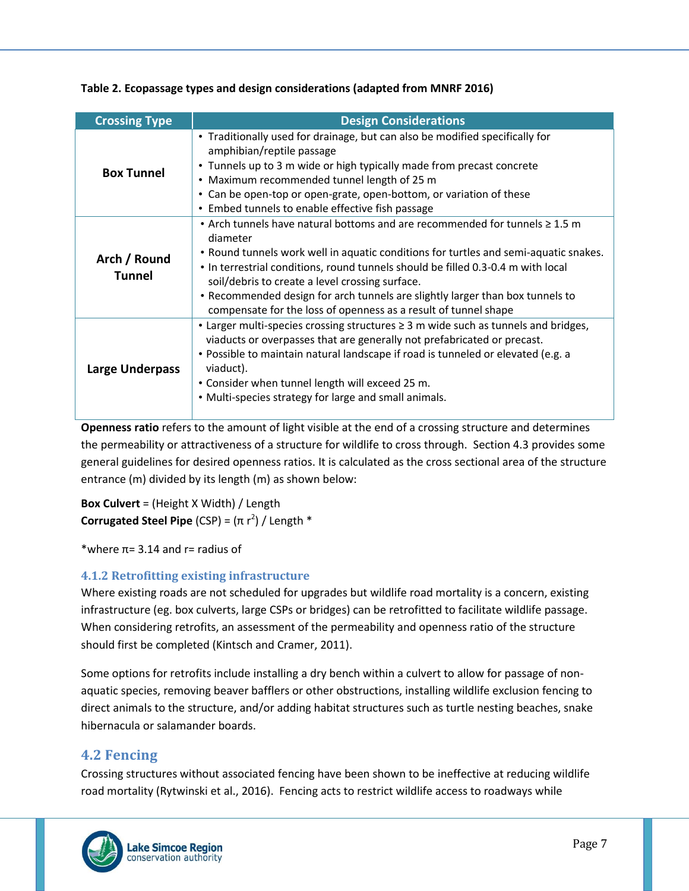**Table 2. Ecopassage types and design considerations (adapted from MNRF 2016)**

| Crossing Type | Design Considerations |
|---|---|
| **Box Tunnel** | • Traditionally used for drainage, but can also be modified specifically for amphibian/reptile passage<br>• Tunnels up to 3 m wide or high typically made from precast concrete<br>• Maximum recommended tunnel length of 25 m<br>• Can be open-top or open-grate, open-bottom, or variation of these<br>• Embed tunnels to enable effective fish passage |
| **Arch / Round Tunnel** | • Arch tunnels have natural bottoms and are recommended for tunnels ≥ 1.5 m diameter<br>• Round tunnels work well in aquatic conditions for turtles and semi-aquatic snakes.<br>• In terrestrial conditions, round tunnels should be filled 0.3-0.4 m with local soil/debris to create a level crossing surface.<br>• Recommended design for arch tunnels are slightly larger than box tunnels to compensate for the loss of openness as a result of tunnel shape |
| **Large Underpass** | • Larger multi-species crossing structures ≥ 3 m wide such as tunnels and bridges, viaducts or overpasses that are generally not prefabricated or precast.<br>• Possible to maintain natural landscape if road is tunneled or elevated (e.g. a viaduct).<br>• Consider when tunnel length will exceed 25 m.<br>• Multi-species strategy for large and small animals. |

**Openness ratio** refers to the amount of light visible at the end of a crossing structure and determines the permeability or attractiveness of a structure for wildlife to cross through. Section 4.3 provides some general guidelines for desired openness ratios. It is calculated as the cross sectional area of the structure entrance (m) divided by its length (m) as shown below:

**Box Culvert** = (Height X Width) / Length
**Corrugated Steel Pipe** (CSP) = $(\pi r^2)$ / Length *

*where $\pi$= 3.14 and r= radius of

### 4.1.2 Retrofitting existing infrastructure

Where existing roads are not scheduled for upgrades but wildlife road mortality is a concern, existing infrastructure (eg. box culverts, large CSPs or bridges) can be retrofitted to facilitate wildlife passage. When considering retrofits, an assessment of the permeability and openness ratio of the structure should first be completed (Kintsch and Cramer, 2011).

Some options for retrofits include installing a dry bench within a culvert to allow for passage of non-aquatic species, removing beaver bafflers or other obstructions, installing wildlife exclusion fencing to direct animals to the structure, and/or adding habitat structures such as turtle nesting beaches, snake hibernacula or salamander boards.

## 4.2 Fencing

Crossing structures without associated fencing have been shown to be ineffective at reducing wildlife road mortality (Rytwinski et al., 2016). Fencing acts to restrict wildlife access to roadways while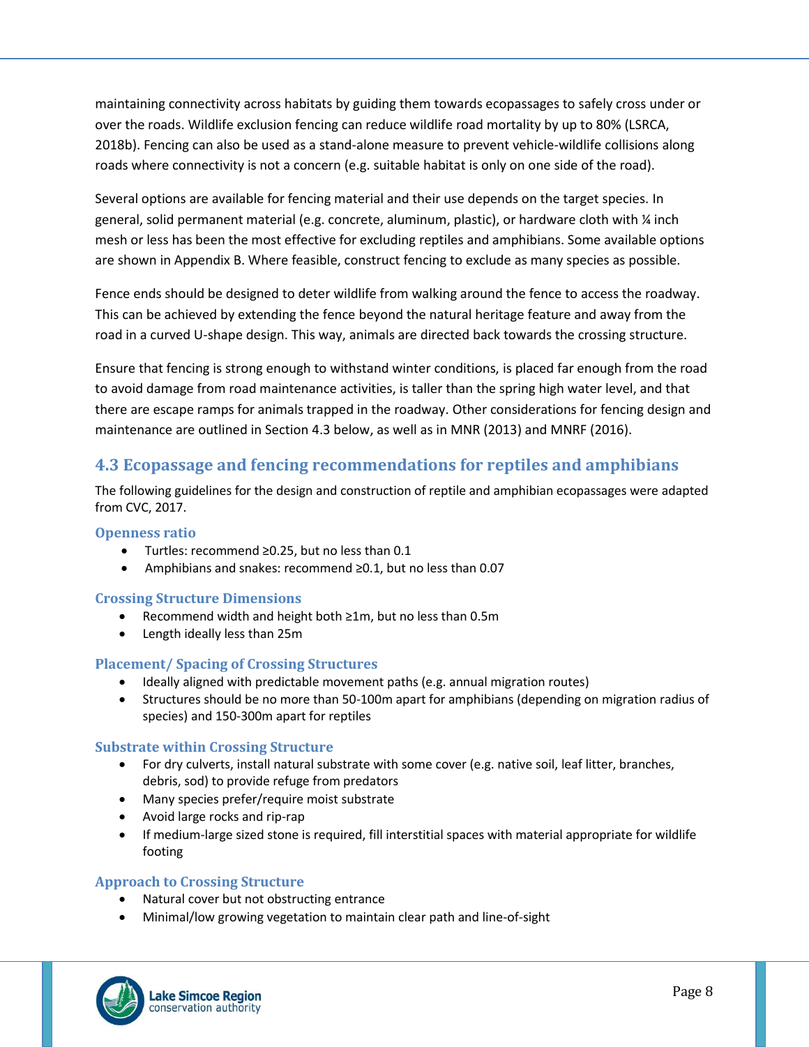maintaining connectivity across habitats by guiding them towards ecopassages to safely cross under or over the roads. Wildlife exclusion fencing can reduce wildlife road mortality by up to 80% (LSRCA, 2018b). Fencing can also be used as a stand-alone measure to prevent vehicle-wildlife collisions along roads where connectivity is not a concern (e.g. suitable habitat is only on one side of the road).

Several options are available for fencing material and their use depends on the target species. In general, solid permanent material (e.g. concrete, aluminum, plastic), or hardware cloth with ¼ inch mesh or less has been the most effective for excluding reptiles and amphibians. Some available options are shown in Appendix B. Where feasible, construct fencing to exclude as many species as possible.

Fence ends should be designed to deter wildlife from walking around the fence to access the roadway. This can be achieved by extending the fence beyond the natural heritage feature and away from the road in a curved U-shape design. This way, animals are directed back towards the crossing structure.

Ensure that fencing is strong enough to withstand winter conditions, is placed far enough from the road to avoid damage from road maintenance activities, is taller than the spring high water level, and that there are escape ramps for animals trapped in the roadway. Other considerations for fencing design and maintenance are outlined in Section 4.3 below, as well as in MNR (2013) and MNRF (2016).

## 4.3 Ecopassage and fencing recommendations for reptiles and amphibians

The following guidelines for the design and construction of reptile and amphibian ecopassages were adapted from CVC, 2017.

### Openness ratio

- Turtles: recommend ≥0.25, but no less than 0.1
- Amphibians and snakes: recommend ≥0.1, but no less than 0.07

### Crossing Structure Dimensions

- Recommend width and height both ≥1m, but no less than 0.5m
- Length ideally less than 25m

### Placement/ Spacing of Crossing Structures

- Ideally aligned with predictable movement paths (e.g. annual migration routes)
- Structures should be no more than 50-100m apart for amphibians (depending on migration radius of species) and 150-300m apart for reptiles

### Substrate within Crossing Structure

- For dry culverts, install natural substrate with some cover (e.g. native soil, leaf litter, branches, debris, sod) to provide refuge from predators
- Many species prefer/require moist substrate
- Avoid large rocks and rip-rap
- If medium-large sized stone is required, fill interstitial spaces with material appropriate for wildlife footing

### Approach to Crossing Structure

- Natural cover but not obstructing entrance
- Minimal/low growing vegetation to maintain clear path and line-of-sight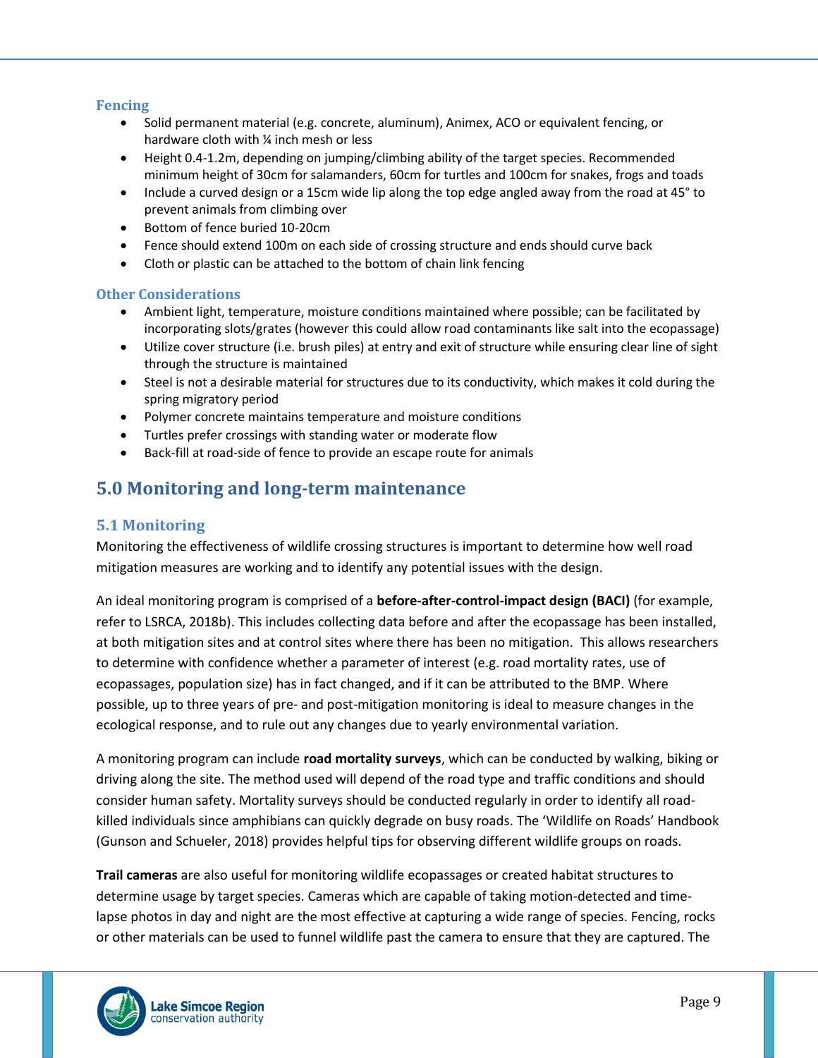### Fencing

- Solid permanent material (e.g. concrete, aluminum), Animex, ACO or equivalent fencing, or hardware cloth with ¼ inch mesh or less
- Height 0.4-1.2m, depending on jumping/climbing ability of the target species. Recommended minimum height of 30cm for salamanders, 60cm for turtles and 100cm for snakes, frogs and toads
- Include a curved design or a 15cm wide lip along the top edge angled away from the road at 45° to prevent animals from climbing over
- Bottom of fence buried 10-20cm
- Fence should extend 100m on each side of crossing structure and ends should curve back
- Cloth or plastic can be attached to the bottom of chain link fencing

### Other Considerations

- Ambient light, temperature, moisture conditions maintained where possible; can be facilitated by incorporating slots/grates (however this could allow road contaminants like salt into the ecopassage)
- Utilize cover structure (i.e. brush piles) at entry and exit of structure while ensuring clear line of sight through the structure is maintained
- Steel is not a desirable material for structures due to its conductivity, which makes it cold during the spring migratory period
- Polymer concrete maintains temperature and moisture conditions
- Turtles prefer crossings with standing water or moderate flow
- Back-fill at road-side of fence to provide an escape route for animals

## 5.0 Monitoring and long-term maintenance

### 5.1 Monitoring

Monitoring the effectiveness of wildlife crossing structures is important to determine how well road mitigation measures are working and to identify any potential issues with the design.

An ideal monitoring program is comprised of a **before-after-control-impact design (BACI)** (for example, refer to LSRCA, 2018b). This includes collecting data before and after the ecopassage has been installed, at both mitigation sites and at control sites where there has been no mitigation. This allows researchers to determine with confidence whether a parameter of interest (e.g. road mortality rates, use of ecopassages, population size) has in fact changed, and if it can be attributed to the BMP. Where possible, up to three years of pre- and post-mitigation monitoring is ideal to measure changes in the ecological response, and to rule out any changes due to yearly environmental variation.

A monitoring program can include **road mortality surveys**, which can be conducted by walking, biking or driving along the site. The method used will depend of the road type and traffic conditions and should consider human safety. Mortality surveys should be conducted regularly in order to identify all road-killed individuals since amphibians can quickly degrade on busy roads. The 'Wildlife on Roads' Handbook (Gunson and Schueler, 2018) provides helpful tips for observing different wildlife groups on roads.

**Trail cameras** are also useful for monitoring wildlife ecopassages or created habitat structures to determine usage by target species. Cameras which are capable of taking motion-detected and time-lapse photos in day and night are the most effective at capturing a wide range of species. Fencing, rocks or other materials can be used to funnel wildlife past the camera to ensure that they are captured. The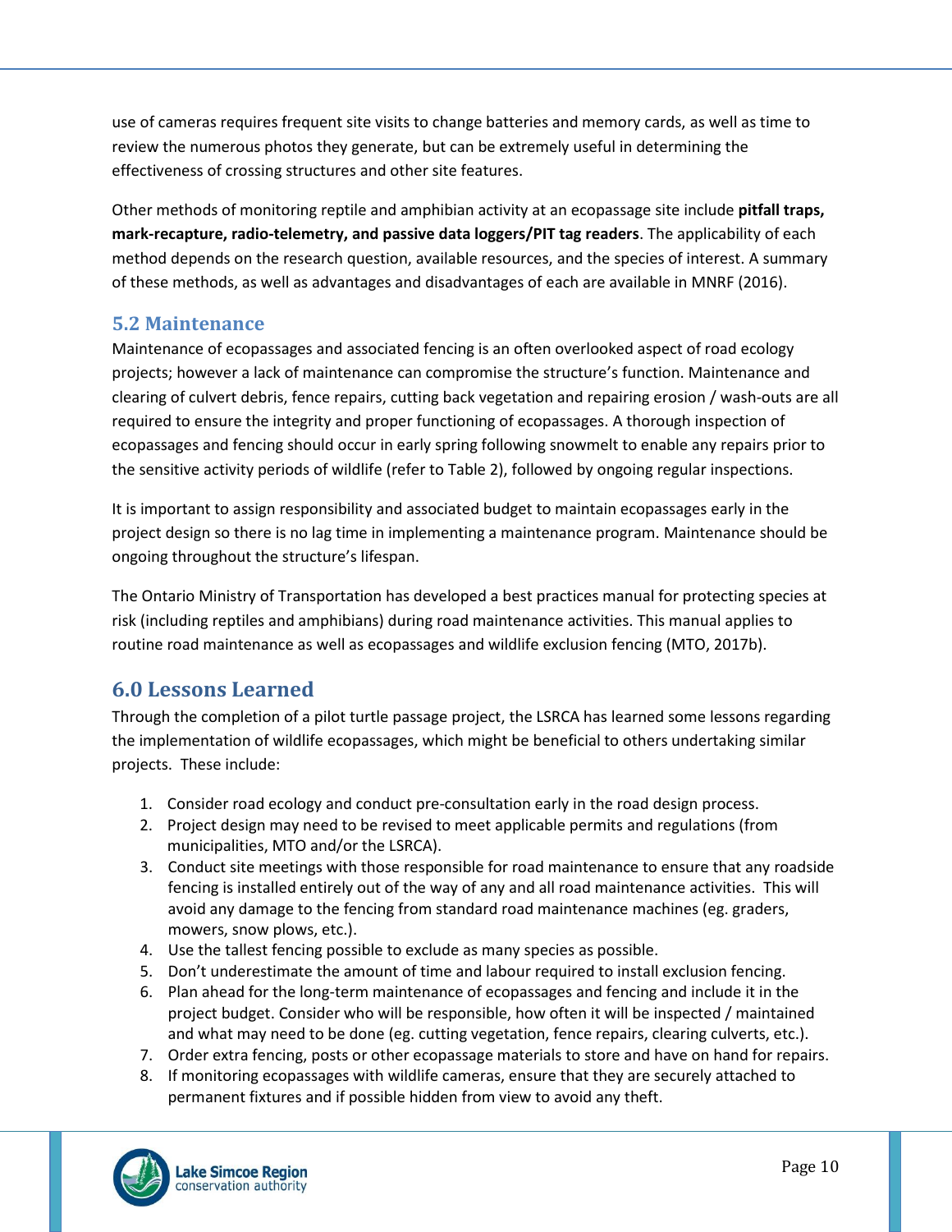use of cameras requires frequent site visits to change batteries and memory cards, as well as time to review the numerous photos they generate, but can be extremely useful in determining the effectiveness of crossing structures and other site features.

Other methods of monitoring reptile and amphibian activity at an ecopassage site include **pitfall traps, mark-recapture, radio-telemetry, and passive data loggers/PIT tag readers**. The applicability of each method depends on the research question, available resources, and the species of interest. A summary of these methods, as well as advantages and disadvantages of each are available in MNRF (2016).

### 5.2 Maintenance

Maintenance of ecopassages and associated fencing is an often overlooked aspect of road ecology projects; however a lack of maintenance can compromise the structure's function. Maintenance and clearing of culvert debris, fence repairs, cutting back vegetation and repairing erosion / wash-outs are all required to ensure the integrity and proper functioning of ecopassages. A thorough inspection of ecopassages and fencing should occur in early spring following snowmelt to enable any repairs prior to the sensitive activity periods of wildlife (refer to Table 2), followed by ongoing regular inspections.

It is important to assign responsibility and associated budget to maintain ecopassages early in the project design so there is no lag time in implementing a maintenance program. Maintenance should be ongoing throughout the structure's lifespan.

The Ontario Ministry of Transportation has developed a best practices manual for protecting species at risk (including reptiles and amphibians) during road maintenance activities. This manual applies to routine road maintenance as well as ecopassages and wildlife exclusion fencing (MTO, 2017b).

## 6.0 Lessons Learned

Through the completion of a pilot turtle passage project, the LSRCA has learned some lessons regarding the implementation of wildlife ecopassages, which might be beneficial to others undertaking similar projects. These include:

1. Consider road ecology and conduct pre-consultation early in the road design process.
2. Project design may need to be revised to meet applicable permits and regulations (from municipalities, MTO and/or the LSRCA).
3. Conduct site meetings with those responsible for road maintenance to ensure that any roadside fencing is installed entirely out of the way of any and all road maintenance activities. This will avoid any damage to the fencing from standard road maintenance machines (eg. graders, mowers, snow plows, etc.).
4. Use the tallest fencing possible to exclude as many species as possible.
5. Don't underestimate the amount of time and labour required to install exclusion fencing.
6. Plan ahead for the long-term maintenance of ecopassages and fencing and include it in the project budget. Consider who will be responsible, how often it will be inspected / maintained and what may need to be done (eg. cutting vegetation, fence repairs, clearing culverts, etc.).
7. Order extra fencing, posts or other ecopassage materials to store and have on hand for repairs.
8. If monitoring ecopassages with wildlife cameras, ensure that they are securely attached to permanent fixtures and if possible hidden from view to avoid any theft.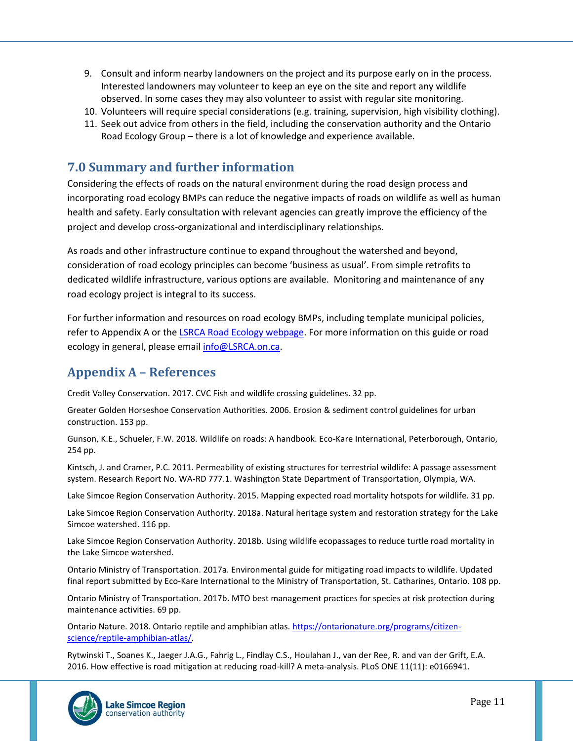9. Consult and inform nearby landowners on the project and its purpose early on in the process. Interested landowners may volunteer to keep an eye on the site and report any wildlife observed. In some cases they may also volunteer to assist with regular site monitoring.
10. Volunteers will require special considerations (e.g. training, supervision, high visibility clothing).
11. Seek out advice from others in the field, including the conservation authority and the Ontario Road Ecology Group – there is a lot of knowledge and experience available.

## 7.0 Summary and further information

Considering the effects of roads on the natural environment during the road design process and incorporating road ecology BMPs can reduce the negative impacts of roads on wildlife as well as human health and safety. Early consultation with relevant agencies can greatly improve the efficiency of the project and develop cross-organizational and interdisciplinary relationships.

As roads and other infrastructure continue to expand throughout the watershed and beyond, consideration of road ecology principles can become 'business as usual'. From simple retrofits to dedicated wildlife infrastructure, various options are available. Monitoring and maintenance of any road ecology project is integral to its success.

For further information and resources on road ecology BMPs, including template municipal policies, refer to Appendix A or the LSRCA Road Ecology webpage. For more information on this guide or road ecology in general, please email info@LSRCA.on.ca.

## Appendix A – References

Credit Valley Conservation. 2017. CVC Fish and wildlife crossing guidelines. 32 pp.

Greater Golden Horseshoe Conservation Authorities. 2006. Erosion & sediment control guidelines for urban construction. 153 pp.

Gunson, K.E., Schueler, F.W. 2018. Wildlife on roads: A handbook. Eco-Kare International, Peterborough, Ontario, 254 pp.

Kintsch, J. and Cramer, P.C. 2011. Permeability of existing structures for terrestrial wildlife: A passage assessment system. Research Report No. WA-RD 777.1. Washington State Department of Transportation, Olympia, WA.

Lake Simcoe Region Conservation Authority. 2015. Mapping expected road mortality hotspots for wildlife. 31 pp.

Lake Simcoe Region Conservation Authority. 2018a. Natural heritage system and restoration strategy for the Lake Simcoe watershed. 116 pp.

Lake Simcoe Region Conservation Authority. 2018b. Using wildlife ecopassages to reduce turtle road mortality in the Lake Simcoe watershed.

Ontario Ministry of Transportation. 2017a. Environmental guide for mitigating road impacts to wildlife. Updated final report submitted by Eco-Kare International to the Ministry of Transportation, St. Catharines, Ontario. 108 pp.

Ontario Ministry of Transportation. 2017b. MTO best management practices for species at risk protection during maintenance activities. 69 pp.

Ontario Nature. 2018. Ontario reptile and amphibian atlas. https://ontarionature.org/programs/citizen-science/reptile-amphibian-atlas/.

Rytwinski T., Soanes K., Jaeger J.A.G., Fahrig L., Findlay C.S., Houlahan J., van der Ree, R. and van der Grift, E.A. 2016. How effective is road mitigation at reducing road-kill? A meta-analysis. PLoS ONE 11(11): e0166941.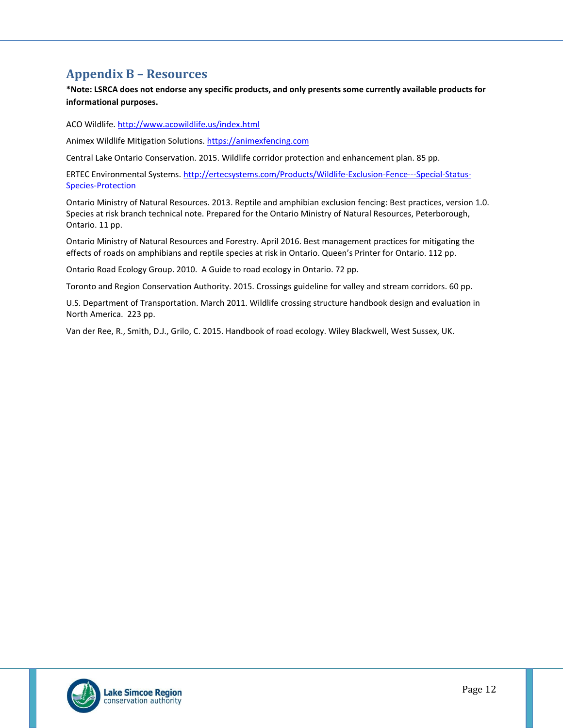# Appendix B – Resources

**\*Note: LSRCA does not endorse any specific products, and only presents some currently available products for informational purposes.**

ACO Wildlife. http://www.acowildlife.us/index.html

Animex Wildlife Mitigation Solutions. https://animexfencing.com

Central Lake Ontario Conservation. 2015. Wildlife corridor protection and enhancement plan. 85 pp.

ERTEC Environmental Systems. http://ertecsystems.com/Products/Wildlife-Exclusion-Fence---Special-Status-Species-Protection

Ontario Ministry of Natural Resources. 2013. Reptile and amphibian exclusion fencing: Best practices, version 1.0. Species at risk branch technical note. Prepared for the Ontario Ministry of Natural Resources, Peterborough, Ontario. 11 pp.

Ontario Ministry of Natural Resources and Forestry. April 2016. Best management practices for mitigating the effects of roads on amphibians and reptile species at risk in Ontario. Queen's Printer for Ontario. 112 pp.

Ontario Road Ecology Group. 2010. A Guide to road ecology in Ontario. 72 pp.

Toronto and Region Conservation Authority. 2015. Crossings guideline for valley and stream corridors. 60 pp.

U.S. Department of Transportation. March 2011. Wildlife crossing structure handbook design and evaluation in North America. 223 pp.

Van der Ree, R., Smith, D.J., Grilo, C. 2015. Handbook of road ecology. Wiley Blackwell, West Sussex, UK.